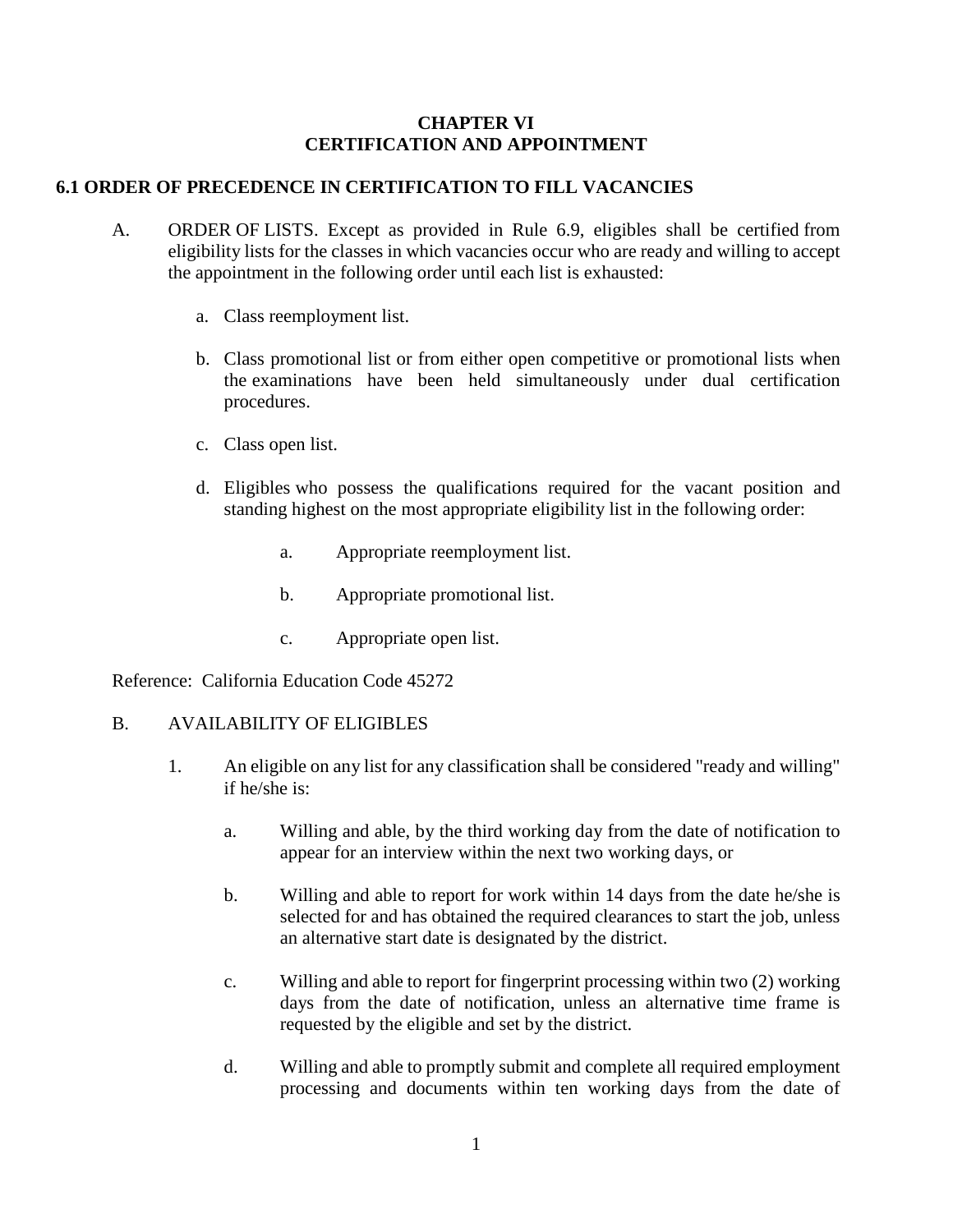# CHAPTER VI
# CERTIFICATION AND APPOINTMENT

## 6.1 ORDER OF PRECEDENCE IN CERTIFICATION TO FILL VACANCIES

A. ORDER OF LISTS. Except as provided in Rule 6.9, eligibles shall be certified from eligibility lists for the classes in which vacancies occur who are ready and willing to accept the appointment in the following order until each list is exhausted:

   a. Class reemployment list.

   b. Class promotional list or from either open competitive or promotional lists when the examinations have been held simultaneously under dual certification procedures.

   c. Class open list.

   d. Eligibles who possess the qualifications required for the vacant position and standing highest on the most appropriate eligibility list in the following order:

      a. Appropriate reemployment list.

      b. Appropriate promotional list.

      c. Appropriate open list.

Reference: California Education Code 45272

B. AVAILABILITY OF ELIGIBLES

   1. An eligible on any list for any classification shall be considered "ready and willing" if he/she is:

      a. Willing and able, by the third working day from the date of notification to appear for an interview within the next two working days, or

      b. Willing and able to report for work within 14 days from the date he/she is selected for and has obtained the required clearances to start the job, unless an alternative start date is designated by the district.

      c. Willing and able to report for fingerprint processing within two (2) working days from the date of notification, unless an alternative time frame is requested by the eligible and set by the district.

      d. Willing and able to promptly submit and complete all required employment processing and documents within ten working days from the date of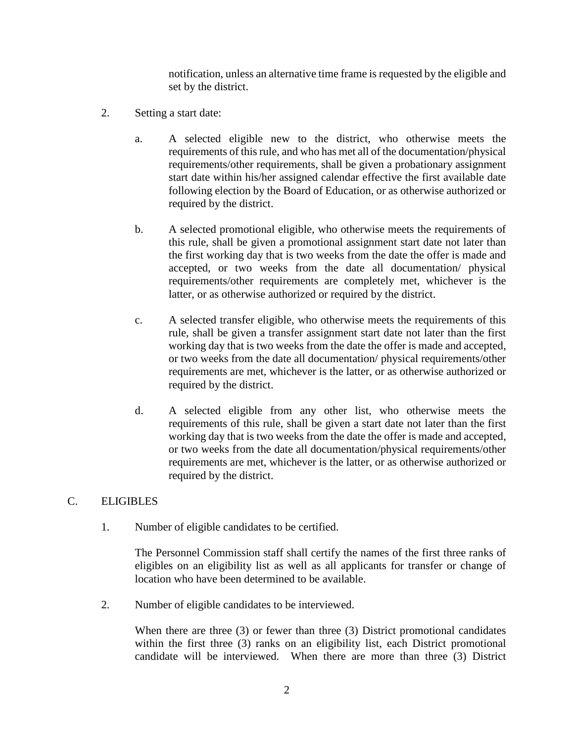notification, unless an alternative time frame is requested by the eligible and set by the district.

2. Setting a start date:

   a. A selected eligible new to the district, who otherwise meets the requirements of this rule, and who has met all of the documentation/physical requirements/other requirements, shall be given a probationary assignment start date within his/her assigned calendar effective the first available date following election by the Board of Education, or as otherwise authorized or required by the district.

   b. A selected promotional eligible, who otherwise meets the requirements of this rule, shall be given a promotional assignment start date not later than the first working day that is two weeks from the date the offer is made and accepted, or two weeks from the date all documentation/ physical requirements/other requirements are completely met, whichever is the latter, or as otherwise authorized or required by the district.

   c. A selected transfer eligible, who otherwise meets the requirements of this rule, shall be given a transfer assignment start date not later than the first working day that is two weeks from the date the offer is made and accepted, or two weeks from the date all documentation/ physical requirements/other requirements are met, whichever is the latter, or as otherwise authorized or required by the district.

   d. A selected eligible from any other list, who otherwise meets the requirements of this rule, shall be given a start date not later than the first working day that is two weeks from the date the offer is made and accepted, or two weeks from the date all documentation/physical requirements/other requirements are met, whichever is the latter, or as otherwise authorized or required by the district.

C. ELIGIBLES

1. Number of eligible candidates to be certified.

   The Personnel Commission staff shall certify the names of the first three ranks of eligibles on an eligibility list as well as all applicants for transfer or change of location who have been determined to be available.

2. Number of eligible candidates to be interviewed.

   When there are three (3) or fewer than three (3) District promotional candidates within the first three (3) ranks on an eligibility list, each District promotional candidate will be interviewed. When there are more than three (3) District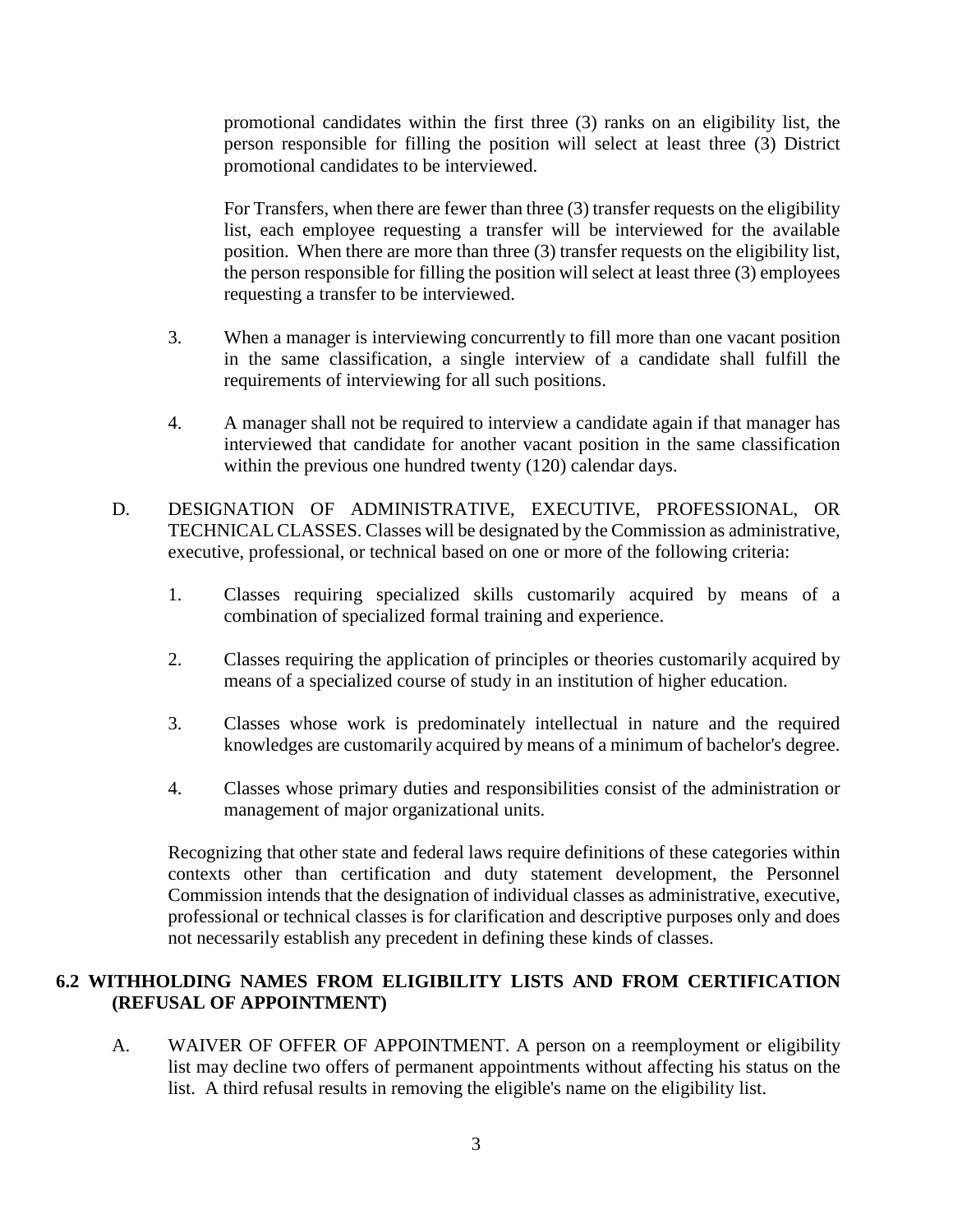promotional candidates within the first three (3) ranks on an eligibility list, the person responsible for filling the position will select at least three (3) District promotional candidates to be interviewed.

For Transfers, when there are fewer than three (3) transfer requests on the eligibility list, each employee requesting a transfer will be interviewed for the available position. When there are more than three (3) transfer requests on the eligibility list, the person responsible for filling the position will select at least three (3) employees requesting a transfer to be interviewed.

3. When a manager is interviewing concurrently to fill more than one vacant position in the same classification, a single interview of a candidate shall fulfill the requirements of interviewing for all such positions.

4. A manager shall not be required to interview a candidate again if that manager has interviewed that candidate for another vacant position in the same classification within the previous one hundred twenty (120) calendar days.

D. DESIGNATION OF ADMINISTRATIVE, EXECUTIVE, PROFESSIONAL, OR TECHNICAL CLASSES. Classes will be designated by the Commission as administrative, executive, professional, or technical based on one or more of the following criteria:

1. Classes requiring specialized skills customarily acquired by means of a combination of specialized formal training and experience.

2. Classes requiring the application of principles or theories customarily acquired by means of a specialized course of study in an institution of higher education.

3. Classes whose work is predominately intellectual in nature and the required knowledges are customarily acquired by means of a minimum of bachelor's degree.

4. Classes whose primary duties and responsibilities consist of the administration or management of major organizational units.

Recognizing that other state and federal laws require definitions of these categories within contexts other than certification and duty statement development, the Personnel Commission intends that the designation of individual classes as administrative, executive, professional or technical classes is for clarification and descriptive purposes only and does not necessarily establish any precedent in defining these kinds of classes.

## 6.2 WITHHOLDING NAMES FROM ELIGIBILITY LISTS AND FROM CERTIFICATION (REFUSAL OF APPOINTMENT)

A. WAIVER OF OFFER OF APPOINTMENT. A person on a reemployment or eligibility list may decline two offers of permanent appointments without affecting his status on the list. A third refusal results in removing the eligible's name on the eligibility list.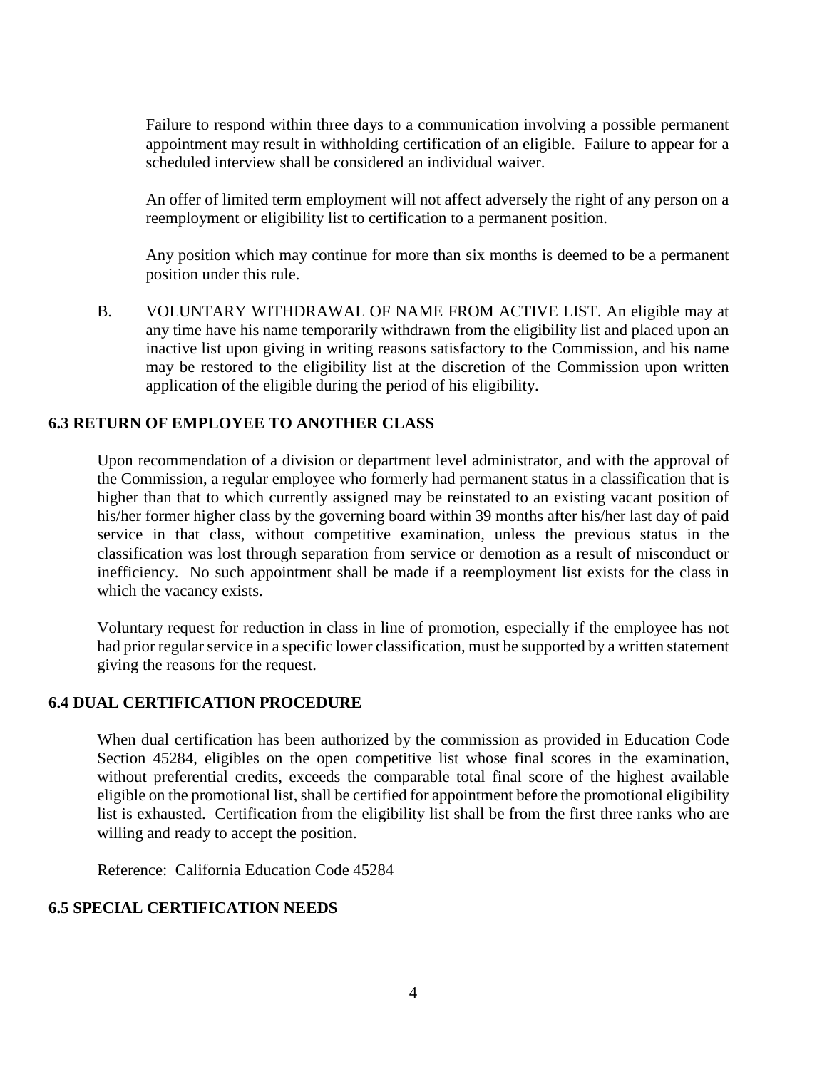Failure to respond within three days to a communication involving a possible permanent appointment may result in withholding certification of an eligible. Failure to appear for a scheduled interview shall be considered an individual waiver.

An offer of limited term employment will not affect adversely the right of any person on a reemployment or eligibility list to certification to a permanent position.

Any position which may continue for more than six months is deemed to be a permanent position under this rule.

B. VOLUNTARY WITHDRAWAL OF NAME FROM ACTIVE LIST. An eligible may at any time have his name temporarily withdrawn from the eligibility list and placed upon an inactive list upon giving in writing reasons satisfactory to the Commission, and his name may be restored to the eligibility list at the discretion of the Commission upon written application of the eligible during the period of his eligibility.

## 6.3 RETURN OF EMPLOYEE TO ANOTHER CLASS

Upon recommendation of a division or department level administrator, and with the approval of the Commission, a regular employee who formerly had permanent status in a classification that is higher than that to which currently assigned may be reinstated to an existing vacant position of his/her former higher class by the governing board within 39 months after his/her last day of paid service in that class, without competitive examination, unless the previous status in the classification was lost through separation from service or demotion as a result of misconduct or inefficiency. No such appointment shall be made if a reemployment list exists for the class in which the vacancy exists.

Voluntary request for reduction in class in line of promotion, especially if the employee has not had prior regular service in a specific lower classification, must be supported by a written statement giving the reasons for the request.

## 6.4 DUAL CERTIFICATION PROCEDURE

When dual certification has been authorized by the commission as provided in Education Code Section 45284, eligibles on the open competitive list whose final scores in the examination, without preferential credits, exceeds the comparable total final score of the highest available eligible on the promotional list, shall be certified for appointment before the promotional eligibility list is exhausted. Certification from the eligibility list shall be from the first three ranks who are willing and ready to accept the position.

Reference: California Education Code 45284

## 6.5 SPECIAL CERTIFICATION NEEDS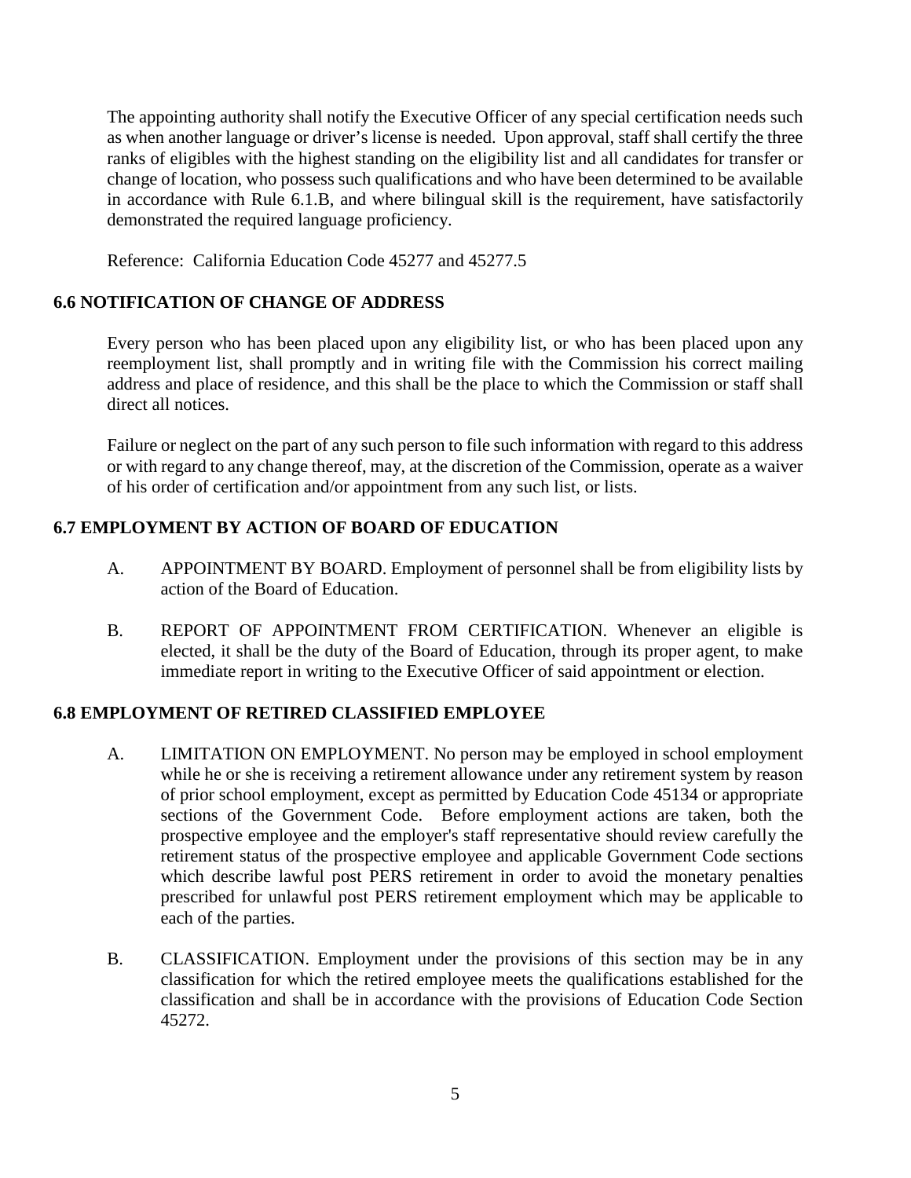The appointing authority shall notify the Executive Officer of any special certification needs such as when another language or driver's license is needed. Upon approval, staff shall certify the three ranks of eligibles with the highest standing on the eligibility list and all candidates for transfer or change of location, who possess such qualifications and who have been determined to be available in accordance with Rule 6.1.B, and where bilingual skill is the requirement, have satisfactorily demonstrated the required language proficiency.

Reference: California Education Code 45277 and 45277.5

### 6.6 NOTIFICATION OF CHANGE OF ADDRESS

Every person who has been placed upon any eligibility list, or who has been placed upon any reemployment list, shall promptly and in writing file with the Commission his correct mailing address and place of residence, and this shall be the place to which the Commission or staff shall direct all notices.

Failure or neglect on the part of any such person to file such information with regard to this address or with regard to any change thereof, may, at the discretion of the Commission, operate as a waiver of his order of certification and/or appointment from any such list, or lists.

### 6.7 EMPLOYMENT BY ACTION OF BOARD OF EDUCATION

A. APPOINTMENT BY BOARD. Employment of personnel shall be from eligibility lists by action of the Board of Education.

B. REPORT OF APPOINTMENT FROM CERTIFICATION. Whenever an eligible is elected, it shall be the duty of the Board of Education, through its proper agent, to make immediate report in writing to the Executive Officer of said appointment or election.

### 6.8 EMPLOYMENT OF RETIRED CLASSIFIED EMPLOYEE

A. LIMITATION ON EMPLOYMENT. No person may be employed in school employment while he or she is receiving a retirement allowance under any retirement system by reason of prior school employment, except as permitted by Education Code 45134 or appropriate sections of the Government Code. Before employment actions are taken, both the prospective employee and the employer's staff representative should review carefully the retirement status of the prospective employee and applicable Government Code sections which describe lawful post PERS retirement in order to avoid the monetary penalties prescribed for unlawful post PERS retirement employment which may be applicable to each of the parties.

B. CLASSIFICATION. Employment under the provisions of this section may be in any classification for which the retired employee meets the qualifications established for the classification and shall be in accordance with the provisions of Education Code Section 45272.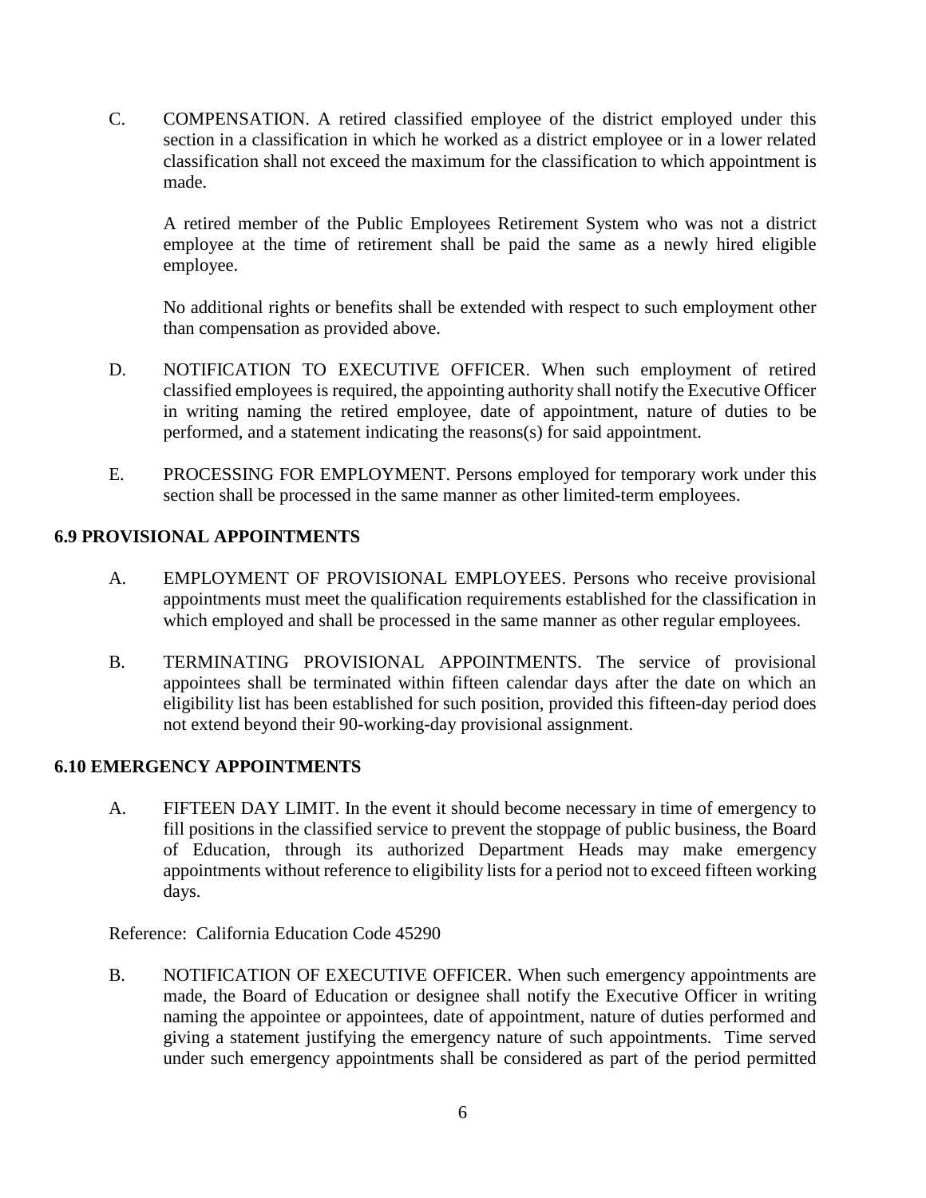C. COMPENSATION. A retired classified employee of the district employed under this section in a classification in which he worked as a district employee or in a lower related classification shall not exceed the maximum for the classification to which appointment is made.

   A retired member of the Public Employees Retirement System who was not a district employee at the time of retirement shall be paid the same as a newly hired eligible employee.

   No additional rights or benefits shall be extended with respect to such employment other than compensation as provided above.

D. NOTIFICATION TO EXECUTIVE OFFICER. When such employment of retired classified employees is required, the appointing authority shall notify the Executive Officer in writing naming the retired employee, date of appointment, nature of duties to be performed, and a statement indicating the reasons(s) for said appointment.

E. PROCESSING FOR EMPLOYMENT. Persons employed for temporary work under this section shall be processed in the same manner as other limited-term employees.

**6.9 PROVISIONAL APPOINTMENTS**

A. EMPLOYMENT OF PROVISIONAL EMPLOYEES. Persons who receive provisional appointments must meet the qualification requirements established for the classification in which employed and shall be processed in the same manner as other regular employees.

B. TERMINATING PROVISIONAL APPOINTMENTS. The service of provisional appointees shall be terminated within fifteen calendar days after the date on which an eligibility list has been established for such position, provided this fifteen-day period does not extend beyond their 90-working-day provisional assignment.

**6.10 EMERGENCY APPOINTMENTS**

A. FIFTEEN DAY LIMIT. In the event it should become necessary in time of emergency to fill positions in the classified service to prevent the stoppage of public business, the Board of Education, through its authorized Department Heads may make emergency appointments without reference to eligibility lists for a period not to exceed fifteen working days.

Reference: California Education Code 45290

B. NOTIFICATION OF EXECUTIVE OFFICER. When such emergency appointments are made, the Board of Education or designee shall notify the Executive Officer in writing naming the appointee or appointees, date of appointment, nature of duties performed and giving a statement justifying the emergency nature of such appointments. Time served under such emergency appointments shall be considered as part of the period permitted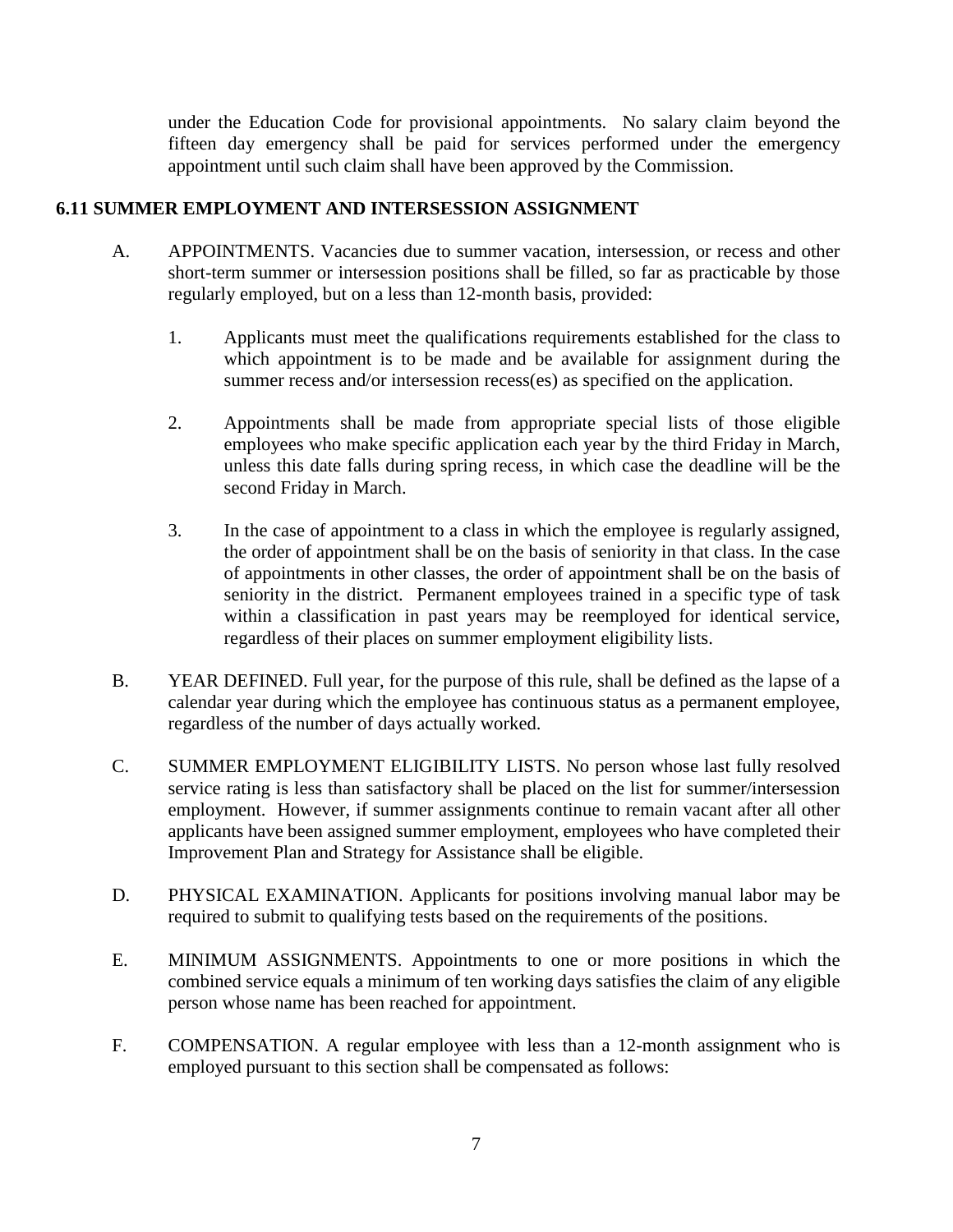under the Education Code for provisional appointments. No salary claim beyond the fifteen day emergency shall be paid for services performed under the emergency appointment until such claim shall have been approved by the Commission.

## 6.11 SUMMER EMPLOYMENT AND INTERSESSION ASSIGNMENT

A. APPOINTMENTS. Vacancies due to summer vacation, intersession, or recess and other short-term summer or intersession positions shall be filled, so far as practicable by those regularly employed, but on a less than 12-month basis, provided:

1. Applicants must meet the qualifications requirements established for the class to which appointment is to be made and be available for assignment during the summer recess and/or intersession recess(es) as specified on the application.

2. Appointments shall be made from appropriate special lists of those eligible employees who make specific application each year by the third Friday in March, unless this date falls during spring recess, in which case the deadline will be the second Friday in March.

3. In the case of appointment to a class in which the employee is regularly assigned, the order of appointment shall be on the basis of seniority in that class. In the case of appointments in other classes, the order of appointment shall be on the basis of seniority in the district. Permanent employees trained in a specific type of task within a classification in past years may be reemployed for identical service, regardless of their places on summer employment eligibility lists.

B. YEAR DEFINED. Full year, for the purpose of this rule, shall be defined as the lapse of a calendar year during which the employee has continuous status as a permanent employee, regardless of the number of days actually worked.

C. SUMMER EMPLOYMENT ELIGIBILITY LISTS. No person whose last fully resolved service rating is less than satisfactory shall be placed on the list for summer/intersession employment. However, if summer assignments continue to remain vacant after all other applicants have been assigned summer employment, employees who have completed their Improvement Plan and Strategy for Assistance shall be eligible.

D. PHYSICAL EXAMINATION. Applicants for positions involving manual labor may be required to submit to qualifying tests based on the requirements of the positions.

E. MINIMUM ASSIGNMENTS. Appointments to one or more positions in which the combined service equals a minimum of ten working days satisfies the claim of any eligible person whose name has been reached for appointment.

F. COMPENSATION. A regular employee with less than a 12-month assignment who is employed pursuant to this section shall be compensated as follows: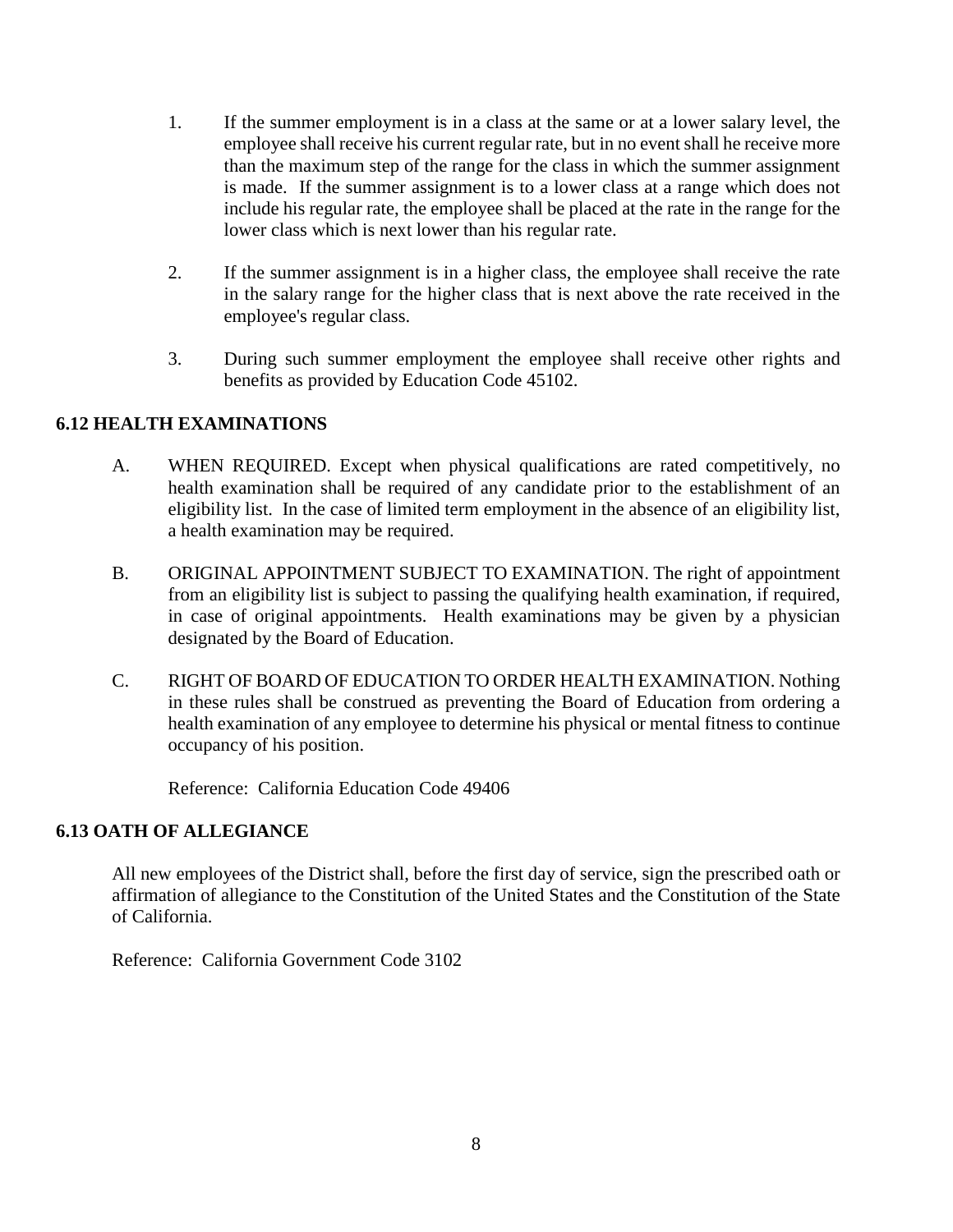1. If the summer employment is in a class at the same or at a lower salary level, the employee shall receive his current regular rate, but in no event shall he receive more than the maximum step of the range for the class in which the summer assignment is made. If the summer assignment is to a lower class at a range which does not include his regular rate, the employee shall be placed at the rate in the range for the lower class which is next lower than his regular rate.

2. If the summer assignment is in a higher class, the employee shall receive the rate in the salary range for the higher class that is next above the rate received in the employee's regular class.

3. During such summer employment the employee shall receive other rights and benefits as provided by Education Code 45102.

## 6.12 HEALTH EXAMINATIONS

A. WHEN REQUIRED. Except when physical qualifications are rated competitively, no health examination shall be required of any candidate prior to the establishment of an eligibility list. In the case of limited term employment in the absence of an eligibility list, a health examination may be required.

B. ORIGINAL APPOINTMENT SUBJECT TO EXAMINATION. The right of appointment from an eligibility list is subject to passing the qualifying health examination, if required, in case of original appointments. Health examinations may be given by a physician designated by the Board of Education.

C. RIGHT OF BOARD OF EDUCATION TO ORDER HEALTH EXAMINATION. Nothing in these rules shall be construed as preventing the Board of Education from ordering a health examination of any employee to determine his physical or mental fitness to continue occupancy of his position.

Reference: California Education Code 49406

## 6.13 OATH OF ALLEGIANCE

All new employees of the District shall, before the first day of service, sign the prescribed oath or affirmation of allegiance to the Constitution of the United States and the Constitution of the State of California.

Reference: California Government Code 3102